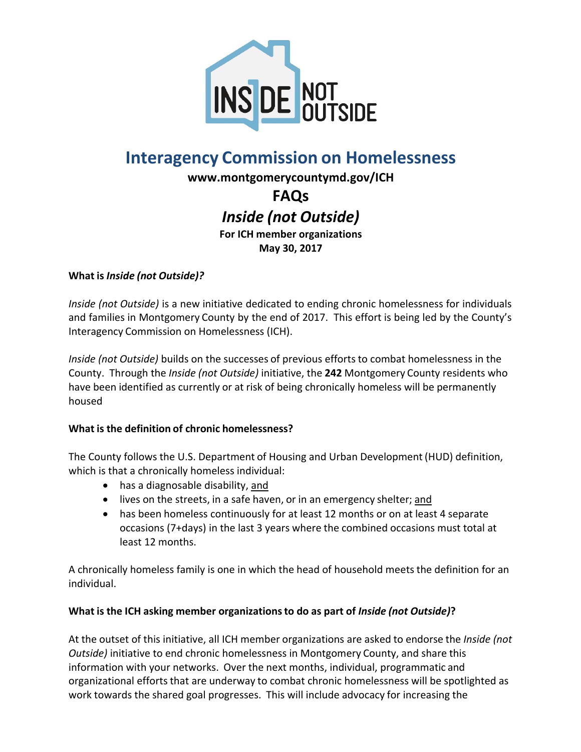# Interagency Commission on Homelessness

**www.montgomerycountymd.gov/ICH**

## FAQs

## *Inside (not Outside)*

**For ICH member organizations**
**May 30, 2017**

**What is *Inside (not Outside)?***

*Inside (not Outside)* is a new initiative dedicated to ending chronic homelessness for individuals and families in Montgomery County by the end of 2017. This effort is being led by the County's Interagency Commission on Homelessness (ICH).

*Inside (not Outside)* builds on the successes of previous efforts to combat homelessness in the County. Through the *Inside (not Outside)* initiative, the **242** Montgomery County residents who have been identified as currently or at risk of being chronically homeless will be permanently housed

**What is the definition of chronic homelessness?**

The County follows the U.S. Department of Housing and Urban Development (HUD) definition, which is that a chronically homeless individual:

- has a diagnosable disability, <u>and</u>
- lives on the streets, in a safe haven, or in an emergency shelter; <u>and</u>
- has been homeless continuously for at least 12 months or on at least 4 separate occasions (7+days) in the last 3 years where the combined occasions must total at least 12 months.

A chronically homeless family is one in which the head of household meets the definition for an individual.

**What is the ICH asking member organizations to do as part of *Inside (not Outside)*?**

At the outset of this initiative, all ICH member organizations are asked to endorse the *Inside (not Outside)* initiative to end chronic homelessness in Montgomery County, and share this information with your networks. Over the next months, individual, programmatic and organizational efforts that are underway to combat chronic homelessness will be spotlighted as work towards the shared goal progresses. This will include advocacy for increasing the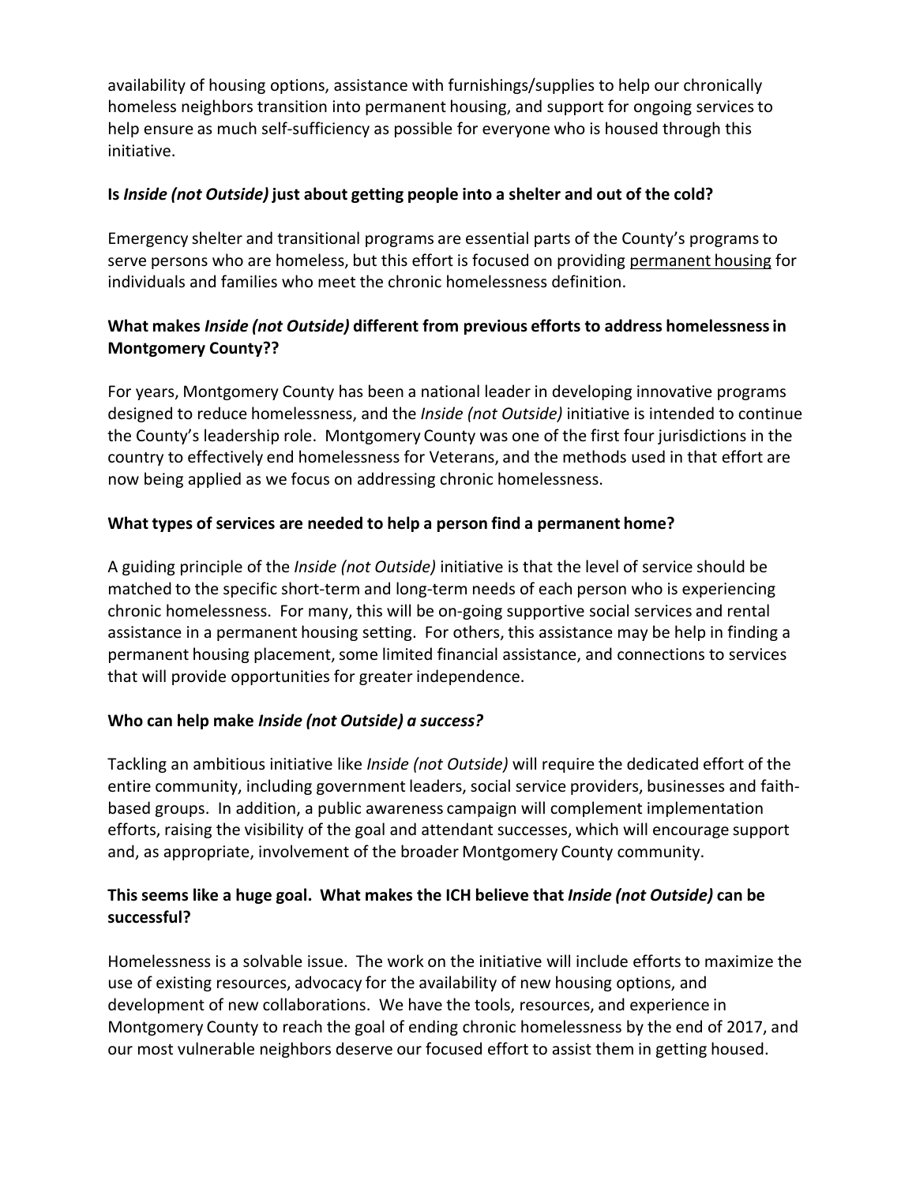availability of housing options, assistance with furnishings/supplies to help our chronically homeless neighbors transition into permanent housing, and support for ongoing services to help ensure as much self-sufficiency as possible for everyone who is housed through this initiative.

**Is *Inside (not Outside)* just about getting people into a shelter and out of the cold?**

Emergency shelter and transitional programs are essential parts of the County's programs to serve persons who are homeless, but this effort is focused on providing <u>permanent housing</u> for individuals and families who meet the chronic homelessness definition.

**What makes *Inside (not Outside)* different from previous efforts to address homelessness in Montgomery County??**

For years, Montgomery County has been a national leader in developing innovative programs designed to reduce homelessness, and the *Inside (not Outside)* initiative is intended to continue the County's leadership role. Montgomery County was one of the first four jurisdictions in the country to effectively end homelessness for Veterans, and the methods used in that effort are now being applied as we focus on addressing chronic homelessness.

**What types of services are needed to help a person find a permanent home?**

A guiding principle of the *Inside (not Outside)* initiative is that the level of service should be matched to the specific short-term and long-term needs of each person who is experiencing chronic homelessness. For many, this will be on-going supportive social services and rental assistance in a permanent housing setting. For others, this assistance may be help in finding a permanent housing placement, some limited financial assistance, and connections to services that will provide opportunities for greater independence.

**Who can help make *Inside (not Outside) a success?***

Tackling an ambitious initiative like *Inside (not Outside)* will require the dedicated effort of the entire community, including government leaders, social service providers, businesses and faith-based groups. In addition, a public awareness campaign will complement implementation efforts, raising the visibility of the goal and attendant successes, which will encourage support and, as appropriate, involvement of the broader Montgomery County community.

**This seems like a huge goal. What makes the ICH believe that *Inside (not Outside)* can be successful?**

Homelessness is a solvable issue. The work on the initiative will include efforts to maximize the use of existing resources, advocacy for the availability of new housing options, and development of new collaborations. We have the tools, resources, and experience in Montgomery County to reach the goal of ending chronic homelessness by the end of 2017, and our most vulnerable neighbors deserve our focused effort to assist them in getting housed.